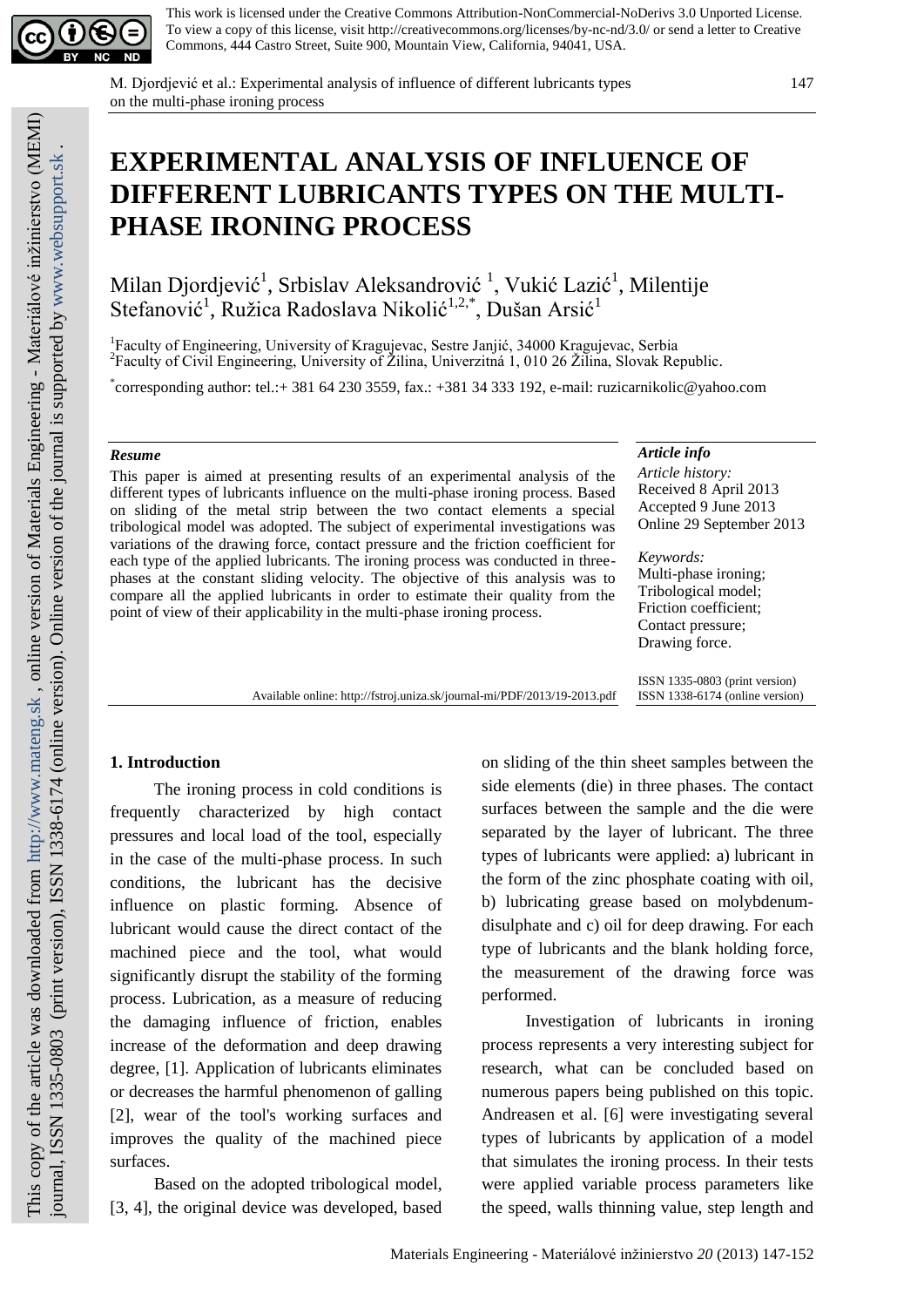This work is licensed under the Creative Commons Attribution-NonCommercial-NoDerivs 3.0 Unported License. To view a copy of this license, visit http://creativecommons.org/licenses/by-nc-nd/3.0/ or send a letter to Creative Commons, 444 Castro Street, Suite 900, Mountain View, California, 94041, USA.

This copy of the article was downloaded from http://www.mateng.sk , online version of Materials Engineering - Materiálové inžinierstvo (MEMI) journal, ISSN 1335-0803 (print version), ISSN 1338-6174 (online version). Online version of the journal is supported by www.websupport.sk .

# EXPERIMENTAL ANALYSIS OF INFLUENCE OF DIFFERENT LUBRICANTS TYPES ON THE MULTI-PHASE IRONING PROCESS

Milan Djordjević[1], Srbislav Aleksandrović [1], Vukić Lazić[1], Milentije Stefanović[1], Ružica Radoslava Nikolić[1,2,*], Dušan Arsić[1]

[1]Faculty of Engineering, University of Kragujevac, Sestre Janjić, 34000 Kragujevac, Serbia
[2]Faculty of Civil Engineering, University of Žilina, Univerzitná 1, 010 26 Žilina, Slovak Republic.

[*]corresponding author: tel.:+ 381 64 230 3559, fax.: +381 34 333 192, e-mail: ruzicarnikolic@yahoo.com

***Resume***

This paper is aimed at presenting results of an experimental analysis of the different types of lubricants influence on the multi-phase ironing process. Based on sliding of the metal strip between the two contact elements a special tribological model was adopted. The subject of experimental investigations was variations of the drawing force, contact pressure and the friction coefficient for each type of the applied lubricants. The ironing process was conducted in three-phases at the constant sliding velocity. The objective of this analysis was to compare all the applied lubricants in order to estimate their quality from the point of view of their applicability in the multi-phase ironing process.

Available online: http://fstroj.uniza.sk/journal-mi/PDF/2013/19-2013.pdf

***Article info***

*Article history:*
Received 8 April 2013
Accepted 9 June 2013
Online 29 September 2013

*Keywords:*
Multi-phase ironing;
Tribological model;
Friction coefficient;
Contact pressure;
Drawing force.

ISSN 1335-0803 (print version)
ISSN 1338-6174 (online version)

## 1. Introduction

The ironing process in cold conditions is frequently characterized by high contact pressures and local load of the tool, especially in the case of the multi-phase process. In such conditions, the lubricant has the decisive influence on plastic forming. Absence of lubricant would cause the direct contact of the machined piece and the tool, what would significantly disrupt the stability of the forming process. Lubrication, as a measure of reducing the damaging influence of friction, enables increase of the deformation and deep drawing degree, [1]. Application of lubricants eliminates or decreases the harmful phenomenon of galling [2], wear of the tool's working surfaces and improves the quality of the machined piece surfaces.

Based on the adopted tribological model, [3, 4], the original device was developed, based on sliding of the thin sheet samples between the side elements (die) in three phases. The contact surfaces between the sample and the die were separated by the layer of lubricant. The three types of lubricants were applied: a) lubricant in the form of the zinc phosphate coating with oil, b) lubricating grease based on molybdenum-disulphate and c) oil for deep drawing. For each type of lubricants and the blank holding force, the measurement of the drawing force was performed.

Investigation of lubricants in ironing process represents a very interesting subject for research, what can be concluded based on numerous papers being published on this topic. Andreasen et al. [6] were investigating several types of lubricants by application of a model that simulates the ironing process. In their tests were applied variable process parameters like the speed, walls thinning value, step length and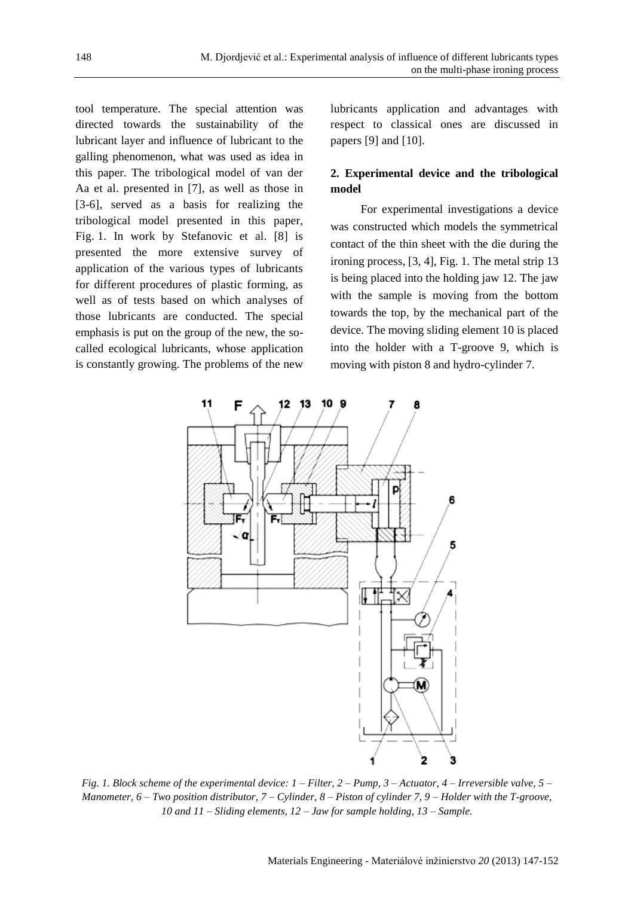tool temperature. The special attention was directed towards the sustainability of the lubricant layer and influence of lubricant to the galling phenomenon, what was used as idea in this paper. The tribological model of van der Aa et al. presented in [7], as well as those in [3-6], served as a basis for realizing the tribological model presented in this paper, Fig. 1. In work by Stefanovic et al. [8] is presented the more extensive survey of application of the various types of lubricants for different procedures of plastic forming, as well as of tests based on which analyses of those lubricants are conducted. The special emphasis is put on the group of the new, the so-called ecological lubricants, whose application is constantly growing. The problems of the new lubricants application and advantages with respect to classical ones are discussed in papers [9] and [10].

## 2. Experimental device and the tribological model

For experimental investigations a device was constructed which models the symmetrical contact of the thin sheet with the die during the ironing process, [3, 4], Fig. 1. The metal strip 13 is being placed into the holding jaw 12. The jaw with the sample is moving from the bottom towards the top, by the mechanical part of the device. The moving sliding element 10 is placed into the holder with a T-groove 9, which is moving with piston 8 and hydro-cylinder 7.

*Fig. 1. Block scheme of the experimental device: 1 – Filter, 2 – Pump, 3 – Actuator, 4 – Irreversible valve, 5 – Manometer, 6 – Two position distributor, 7 – Cylinder, 8 – Piston of cylinder 7, 9 – Holder with the T-groove, 10 and 11 – Sliding elements, 12 – Jaw for sample holding, 13 – Sample.*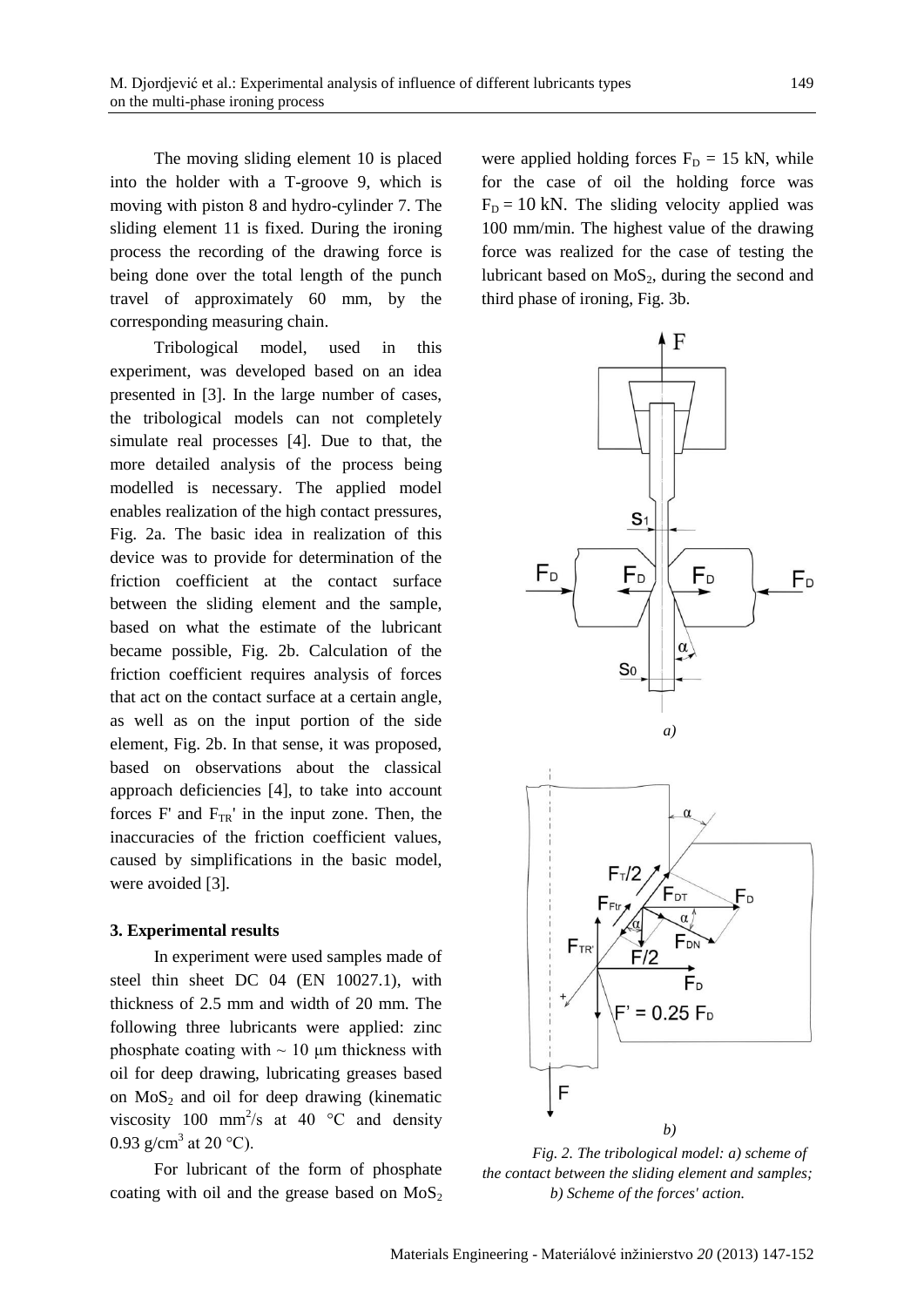The moving sliding element 10 is placed into the holder with a T-groove 9, which is moving with piston 8 and hydro-cylinder 7. The sliding element 11 is fixed. During the ironing process the recording of the drawing force is being done over the total length of the punch travel of approximately 60 mm, by the corresponding measuring chain.

Tribological model, used in this experiment, was developed based on an idea presented in [3]. In the large number of cases, the tribological models can not completely simulate real processes [4]. Due to that, the more detailed analysis of the process being modelled is necessary. The applied model enables realization of the high contact pressures, Fig. 2a. The basic idea in realization of this device was to provide for determination of the friction coefficient at the contact surface between the sliding element and the sample, based on what the estimate of the lubricant became possible, Fig. 2b. Calculation of the friction coefficient requires analysis of forces that act on the contact surface at a certain angle, as well as on the input portion of the side element, Fig. 2b. In that sense, it was proposed, based on observations about the classical approach deficiencies [4], to take into account forces F' and $F_{TR}'$ in the input zone. Then, the inaccuracies of the friction coefficient values, caused by simplifications in the basic model, were avoided [3].

### 3. Experimental results

In experiment were used samples made of steel thin sheet DC 04 (EN 10027.1), with thickness of 2.5 mm and width of 20 mm. The following three lubricants were applied: zinc phosphate coating with ~ 10 μm thickness with oil for deep drawing, lubricating greases based on $MoS_2$ and oil for deep drawing (kinematic viscosity 100 $mm^2/s$ at 40 °C and density 0.93 $g/cm^3$ at 20 °C).

For lubricant of the form of phosphate coating with oil and the grease based on $MoS_2$ were applied holding forces $F_D$ = 15 kN, while for the case of oil the holding force was $F_D$ = 10 kN. The sliding velocity applied was 100 mm/min. The highest value of the drawing force was realized for the case of testing the lubricant based on $MoS_2$, during the second and third phase of ironing, Fig. 3b.

*a)*

*b)*

*Fig. 2. The tribological model: a) scheme of the contact between the sliding element and samples; b) Scheme of the forces' action.*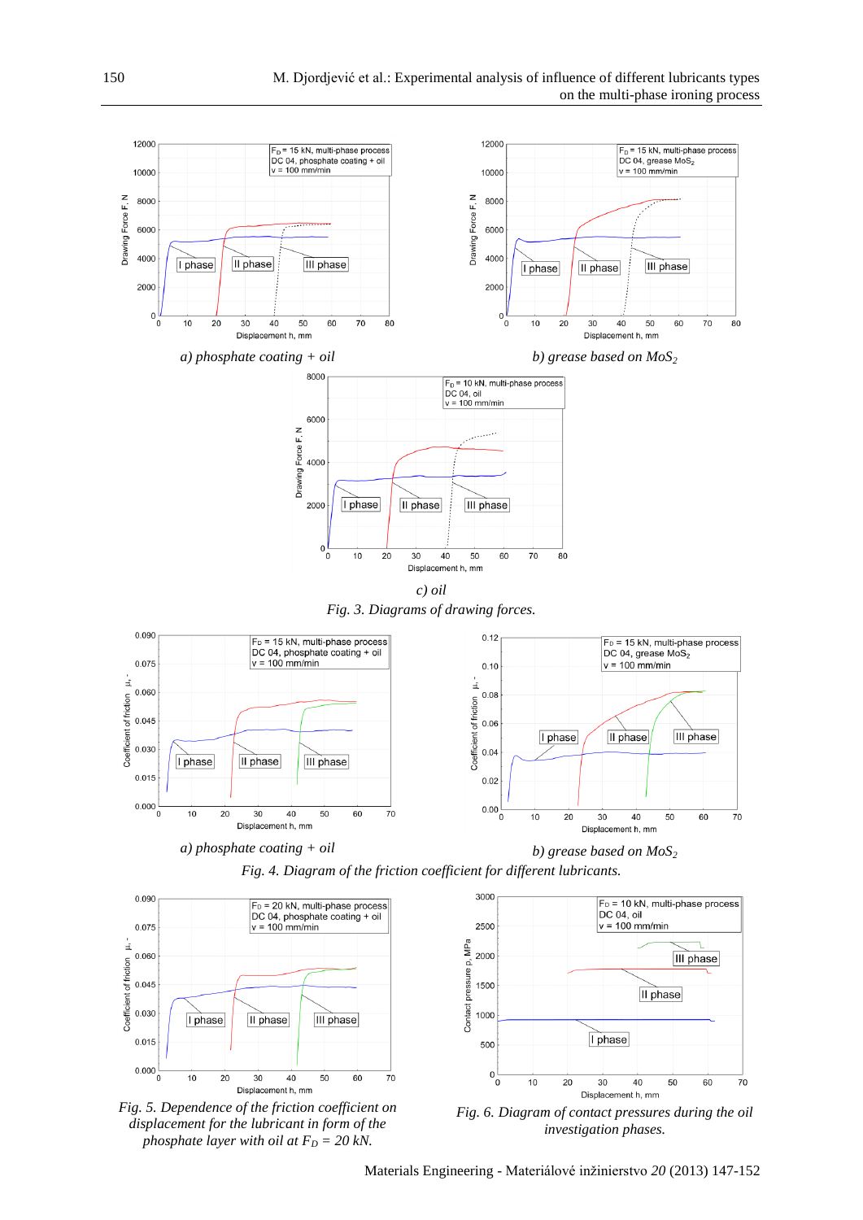a) phosphate coating + oil

b) grease based on $MoS_2$

c) oil

*Fig. 3. Diagrams of drawing forces.*

a) phosphate coating + oil

b) grease based on $MoS_2$

*Fig. 4. Diagram of the friction coefficient for different lubricants.*

*Fig. 5. Dependence of the friction coefficient on displacement for the lubricant in form of the phosphate layer with oil at $F_D$ = 20 kN.*

*Fig. 6. Diagram of contact pressures during the oil investigation phases.*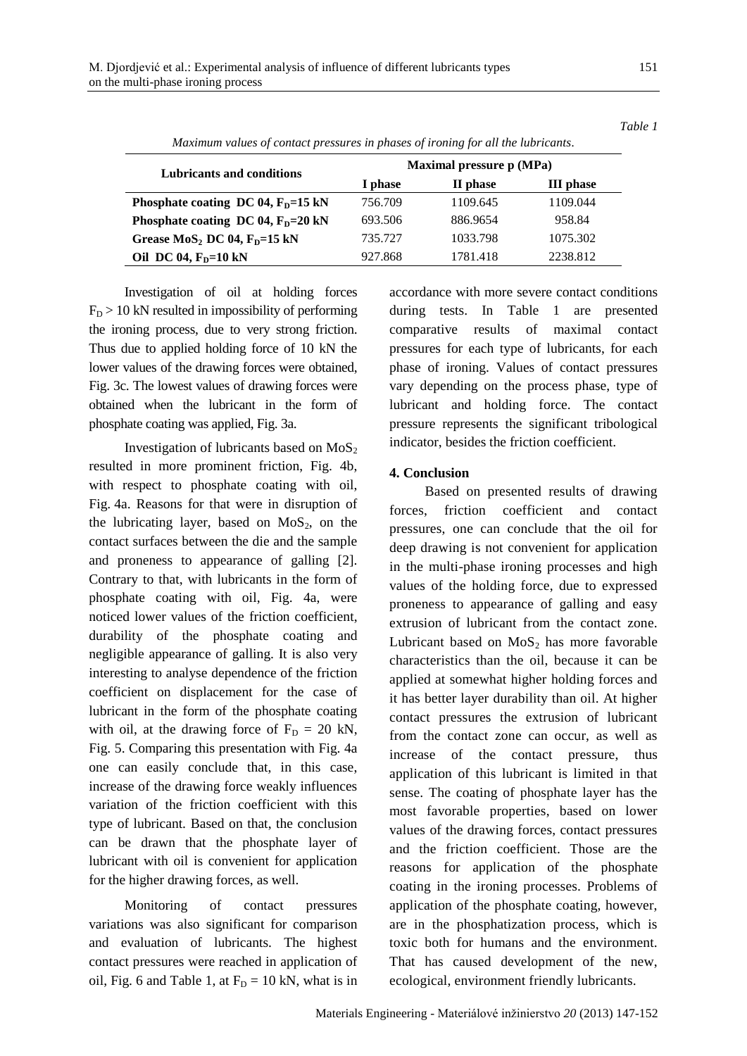*Table 1*

*Maximum values of contact pressures in phases of ironing for all the lubricants.*

| Lubricants and conditions | Maximal pressure p (MPa) | | |
|---|---|---|---|
| | I phase | II phase | III phase |
| **Phosphate coating DC 04, $F_D$=15 kN** | 756.709 | 1109.645 | 1109.044 |
| **Phosphate coating DC 04, $F_D$=20 kN** | 693.506 | 886.9654 | 958.84 |
| **Grease $MoS_2$ DC 04, $F_D$=15 kN** | 735.727 | 1033.798 | 1075.302 |
| **Oil DC 04, $F_D$=10 kN** | 927.868 | 1781.418 | 2238.812 |

Investigation of oil at holding forces $F_D > 10$ kN resulted in impossibility of performing the ironing process, due to very strong friction. Thus due to applied holding force of 10 kN the lower values of the drawing forces were obtained, Fig. 3c. The lowest values of drawing forces were obtained when the lubricant in the form of phosphate coating was applied, Fig. 3a.

Investigation of lubricants based on $MoS_2$ resulted in more prominent friction, Fig. 4b, with respect to phosphate coating with oil, Fig. 4a. Reasons for that were in disruption of the lubricating layer, based on $MoS_2$, on the contact surfaces between the die and the sample and proneness to appearance of galling [2]. Contrary to that, with lubricants in the form of phosphate coating with oil, Fig. 4a, were noticed lower values of the friction coefficient, durability of the phosphate coating and negligible appearance of galling. It is also very interesting to analyse dependence of the friction coefficient on displacement for the case of lubricant in the form of the phosphate coating with oil, at the drawing force of $F_D$ = 20 kN, Fig. 5. Comparing this presentation with Fig. 4a one can easily conclude that, in this case, increase of the drawing force weakly influences variation of the friction coefficient with this type of lubricant. Based on that, the conclusion can be drawn that the phosphate layer of lubricant with oil is convenient for application for the higher drawing forces, as well.

Monitoring of contact pressures variations was also significant for comparison and evaluation of lubricants. The highest contact pressures were reached in application of oil, Fig. 6 and Table 1, at $F_D$ = 10 kN, what is in accordance with more severe contact conditions during tests. In Table 1 are presented comparative results of maximal contact pressures for each type of lubricants, for each phase of ironing. Values of contact pressures vary depending on the process phase, type of lubricant and holding force. The contact pressure represents the significant tribological indicator, besides the friction coefficient.

## 4. Conclusion

Based on presented results of drawing forces, friction coefficient and contact pressures, one can conclude that the oil for deep drawing is not convenient for application in the multi-phase ironing processes and high values of the holding force, due to expressed proneness to appearance of galling and easy extrusion of lubricant from the contact zone. Lubricant based on $MoS_2$ has more favorable characteristics than the oil, because it can be applied at somewhat higher holding forces and it has better layer durability than oil. At higher contact pressures the extrusion of lubricant from the contact zone can occur, as well as increase of the contact pressure, thus application of this lubricant is limited in that sense. The coating of phosphate layer has the most favorable properties, based on lower values of the drawing forces, contact pressures and the friction coefficient. Those are the reasons for application of the phosphate coating in the ironing processes. Problems of application of the phosphate coating, however, are in the phosphatization process, which is toxic both for humans and the environment. That has caused development of the new, ecological, environment friendly lubricants.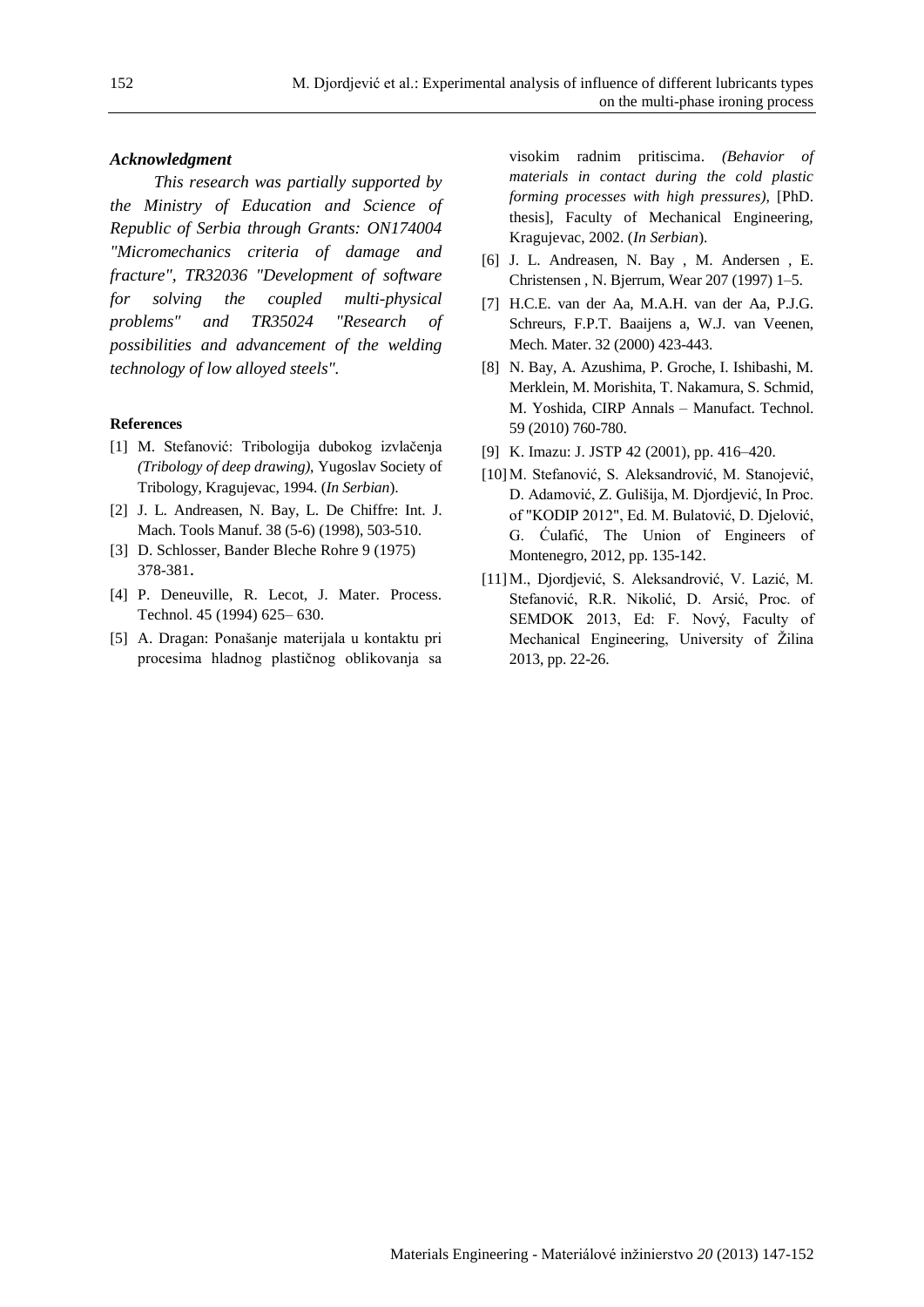### *Acknowledgment*

*This research was partially supported by the Ministry of Education and Science of Republic of Serbia through Grants: ON174004 "Micromechanics criteria of damage and fracture", TR32036 "Development of software for solving the coupled multi-physical problems" and TR35024 "Research of possibilities and advancement of the welding technology of low alloyed steels".*

### References

[1] M. Stefanović: Tribologija dubokog izvlačenja *(Tribology of deep drawing)*, Yugoslav Society of Tribology, Kragujevac, 1994. (*In Serbian*).

[2] J. L. Andreasen, N. Bay, L. De Chiffre: Int. J. Mach. Tools Manuf. 38 (5-6) (1998), 503-510.

[3] D. Schlosser, Bander Bleche Rohre 9 (1975) 378-381.

[4] P. Deneuville, R. Lecot, J. Mater. Process. Technol. 45 (1994) 625– 630.

[5] A. Dragan: Ponašanje materijala u kontaktu pri procesima hladnog plastičnog oblikovanja sa visokim radnim pritiscima. *(Behavior of materials in contact during the cold plastic forming processes with high pressures)*, [PhD. thesis], Faculty of Mechanical Engineering, Kragujevac, 2002. (*In Serbian*).

[6] J. L. Andreasen, N. Bay , M. Andersen , E. Christensen , N. Bjerrum, Wear 207 (1997) 1–5.

[7] H.C.E. van der Aa, M.A.H. van der Aa, P.J.G. Schreurs, F.P.T. Baaijens a, W.J. van Veenen, Mech. Mater. 32 (2000) 423-443.

[8] N. Bay, A. Azushima, P. Groche, I. Ishibashi, M. Merklein, M. Morishita, T. Nakamura, S. Schmid, M. Yoshida, CIRP Annals – Manufact. Technol. 59 (2010) 760-780.

[9] K. Imazu: J. JSTP 42 (2001), pp. 416–420.

[10] M. Stefanović, S. Aleksandrović, M. Stanojević, D. Adamović, Z. Gulišija, M. Djordjević, In Proc. of "KODIP 2012", Ed. M. Bulatović, D. Djelović, G. Ćulafić, The Union of Engineers of Montenegro, 2012, pp. 135-142.

[11] M., Djordjević, S. Aleksandrović, V. Lazić, M. Stefanović, R.R. Nikolić, D. Arsić, Proc. of SEMDOK 2013, Ed: F. Nový, Faculty of Mechanical Engineering, University of Žilina 2013, pp. 22-26.